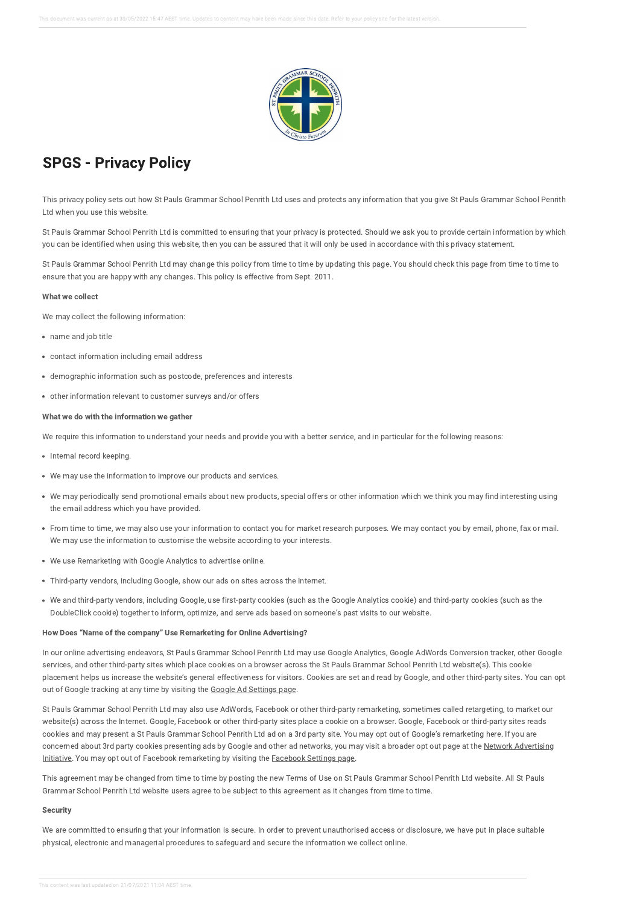# SPGS - Privacy Policy

This privacy policy sets out how St Pauls Grammar School Penrith Ltd uses and protects any information that you give St Pauls Grammar School Penrith Ltd when you use this website.

St Pauls Grammar School Penrith Ltd is committed to ensuring that your privacy is protected. Should we ask you to provide certain information by which you can be identified when using this website, then you can be assured that it will only be used in accordance with this privacy statement.

St Pauls Grammar School Penrith Ltd may change this policy from time to time by updating this page. You should check this page from time to time to ensure that you are happy with any changes. This policy is effective from Sept. 2011.

**What we collect**

We may collect the following information:

- name and job title
- contact information including email address
- demographic information such as postcode, preferences and interests
- other information relevant to customer surveys and/or offers

**What we do with the information we gather**

We require this information to understand your needs and provide you with a better service, and in particular for the following reasons:

- Internal record keeping.
- We may use the information to improve our products and services.
- We may periodically send promotional emails about new products, special offers or other information which we think you may find interesting using the email address which you have provided.
- From time to time, we may also use your information to contact you for market research purposes. We may contact you by email, phone, fax or mail. We may use the information to customise the website according to your interests.
- We use Remarketing with Google Analytics to advertise online.
- Third-party vendors, including Google, show our ads on sites across the Internet.
- We and third-party vendors, including Google, use first-party cookies (such as the Google Analytics cookie) and third-party cookies (such as the DoubleClick cookie) together to inform, optimize, and serve ads based on someone's past visits to our website.

**How Does "Name of the company" Use Remarketing for Online Advertising?**

In our online advertising endeavors, St Pauls Grammar School Penrith Ltd may use Google Analytics, Google AdWords Conversion tracker, other Google services, and other third-party sites which place cookies on a browser across the St Pauls Grammar School Penrith Ltd website(s). This cookie placement helps us increase the website's general effectiveness for visitors. Cookies are set and read by Google, and other third-party sites. You can opt out of Google tracking at any time by visiting the Google Ad Settings page.

St Pauls Grammar School Penrith Ltd may also use AdWords, Facebook or other third-party remarketing, sometimes called retargeting, to market our website(s) across the Internet. Google, Facebook or other third-party sites place a cookie on a browser. Google, Facebook or third-party sites reads cookies and may present a St Pauls Grammar School Penrith Ltd ad on a 3rd party site. You may opt out of Google's remarketing here. If you are concerned about 3rd party cookies presenting ads by Google and other ad networks, you may visit a broader opt out page at the Network Advertising Initiative. You may opt out of Facebook remarketing by visiting the Facebook Settings page.

This agreement may be changed from time to time by posting the new Terms of Use on St Pauls Grammar School Penrith Ltd website. All St Pauls Grammar School Penrith Ltd website users agree to be subject to this agreement as it changes from time to time.

**Security**

We are committed to ensuring that your information is secure. In order to prevent unauthorised access or disclosure, we have put in place suitable physical, electronic and managerial procedures to safeguard and secure the information we collect online.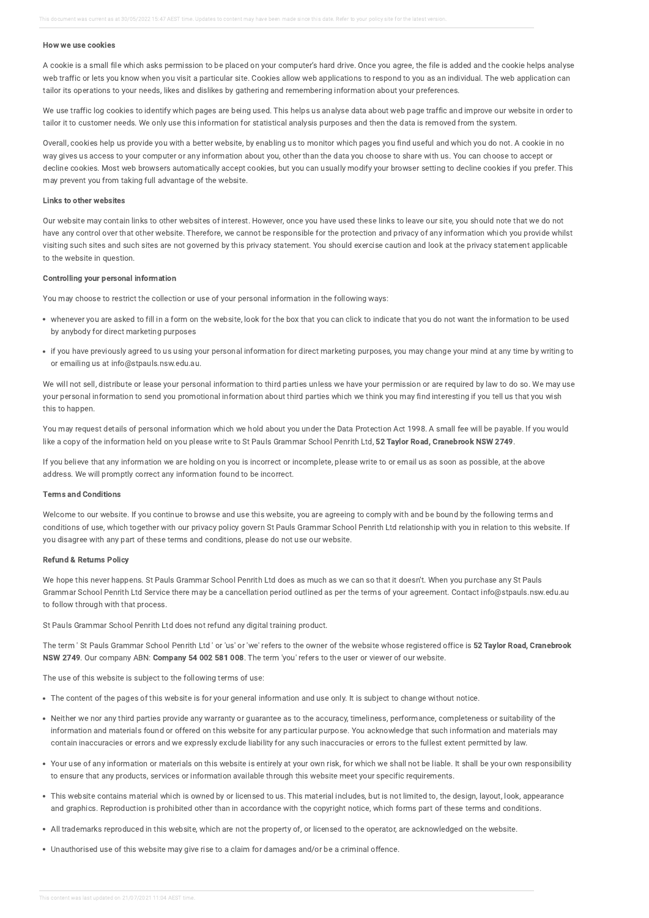**How we use cookies**

A cookie is a small file which asks permission to be placed on your computer's hard drive. Once you agree, the file is added and the cookie helps analyse web traffic or lets you know when you visit a particular site. Cookies allow web applications to respond to you as an individual. The web application can tailor its operations to your needs, likes and dislikes by gathering and remembering information about your preferences.

We use traffic log cookies to identify which pages are being used. This helps us analyse data about web page traffic and improve our website in order to tailor it to customer needs. We only use this information for statistical analysis purposes and then the data is removed from the system.

Overall, cookies help us provide you with a better website, by enabling us to monitor which pages you find useful and which you do not. A cookie in no way gives us access to your computer or any information about you, other than the data you choose to share with us. You can choose to accept or decline cookies. Most web browsers automatically accept cookies, but you can usually modify your browser setting to decline cookies if you prefer. This may prevent you from taking full advantage of the website.

**Links to other websites**

Our website may contain links to other websites of interest. However, once you have used these links to leave our site, you should note that we do not have any control over that other website. Therefore, we cannot be responsible for the protection and privacy of any information which you provide whilst visiting such sites and such sites are not governed by this privacy statement. You should exercise caution and look at the privacy statement applicable to the website in question.

**Controlling your personal information**

You may choose to restrict the collection or use of your personal information in the following ways:

- whenever you are asked to fill in a form on the website, look for the box that you can click to indicate that you do not want the information to be used by anybody for direct marketing purposes
- if you have previously agreed to us using your personal information for direct marketing purposes, you may change your mind at any time by writing to or emailing us at info@stpauls.nsw.edu.au.

We will not sell, distribute or lease your personal information to third parties unless we have your permission or are required by law to do so. We may use your personal information to send you promotional information about third parties which we think you may find interesting if you tell us that you wish this to happen.

You may request details of personal information which we hold about you under the Data Protection Act 1998. A small fee will be payable. If you would like a copy of the information held on you please write to St Pauls Grammar School Penrith Ltd, **52 Taylor Road, Cranebrook NSW 2749**.

If you believe that any information we are holding on you is incorrect or incomplete, please write to or email us as soon as possible, at the above address. We will promptly correct any information found to be incorrect.

**Terms and Conditions**

Welcome to our website. If you continue to browse and use this website, you are agreeing to comply with and be bound by the following terms and conditions of use, which together with our privacy policy govern St Pauls Grammar School Penrith Ltd relationship with you in relation to this website. If you disagree with any part of these terms and conditions, please do not use our website.

**Refund & Returns Policy**

We hope this never happens. St Pauls Grammar School Penrith Ltd does as much as we can so that it doesn't. When you purchase any St Pauls Grammar School Penrith Ltd Service there may be a cancellation period outlined as per the terms of your agreement. Contact info@stpauls.nsw.edu.au to follow through with that process.

St Pauls Grammar School Penrith Ltd does not refund any digital training product.

The term ' St Pauls Grammar School Penrith Ltd ' or 'us' or 'we' refers to the owner of the website whose registered office is **52 Taylor Road, Cranebrook NSW 2749**. Our company ABN: **Company 54 002 581 008**. The term 'you' refers to the user or viewer of our website.

The use of this website is subject to the following terms of use:

- The content of the pages of this website is for your general information and use only. It is subject to change without notice.
- Neither we nor any third parties provide any warranty or guarantee as to the accuracy, timeliness, performance, completeness or suitability of the information and materials found or offered on this website for any particular purpose. You acknowledge that such information and materials may contain inaccuracies or errors and we expressly exclude liability for any such inaccuracies or errors to the fullest extent permitted by law.
- Your use of any information or materials on this website is entirely at your own risk, for which we shall not be liable. It shall be your own responsibility to ensure that any products, services or information available through this website meet your specific requirements.
- This website contains material which is owned by or licensed to us. This material includes, but is not limited to, the design, layout, look, appearance and graphics. Reproduction is prohibited other than in accordance with the copyright notice, which forms part of these terms and conditions.
- All trademarks reproduced in this website, which are not the property of, or licensed to the operator, are acknowledged on the website.
- Unauthorised use of this website may give rise to a claim for damages and/or be a criminal offence.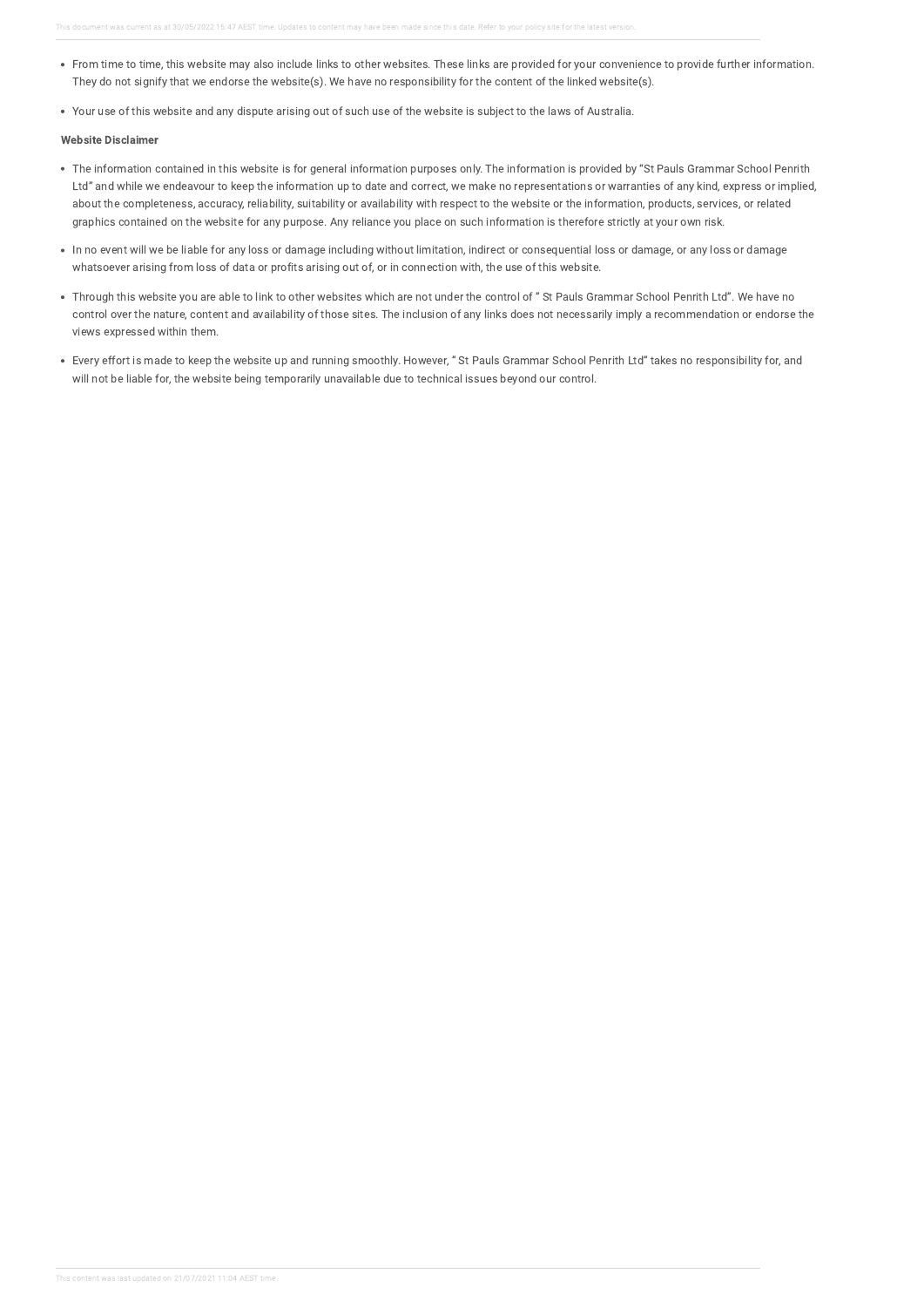- From time to time, this website may also include links to other websites. These links are provided for your convenience to provide further information. They do not signify that we endorse the website(s). We have no responsibility for the content of the linked website(s).
- Your use of this website and any dispute arising out of such use of the website is subject to the laws of Australia.

**Website Disclaimer**

- The information contained in this website is for general information purposes only. The information is provided by "St Pauls Grammar School Penrith Ltd" and while we endeavour to keep the information up to date and correct, we make no representations or warranties of any kind, express or implied, about the completeness, accuracy, reliability, suitability or availability with respect to the website or the information, products, services, or related graphics contained on the website for any purpose. Any reliance you place on such information is therefore strictly at your own risk.
- In no event will we be liable for any loss or damage including without limitation, indirect or consequential loss or damage, or any loss or damage whatsoever arising from loss of data or profits arising out of, or in connection with, the use of this website.
- Through this website you are able to link to other websites which are not under the control of " St Pauls Grammar School Penrith Ltd". We have no control over the nature, content and availability of those sites. The inclusion of any links does not necessarily imply a recommendation or endorse the views expressed within them.
- Every effort is made to keep the website up and running smoothly. However, " St Pauls Grammar School Penrith Ltd" takes no responsibility for, and will not be liable for, the website being temporarily unavailable due to technical issues beyond our control.